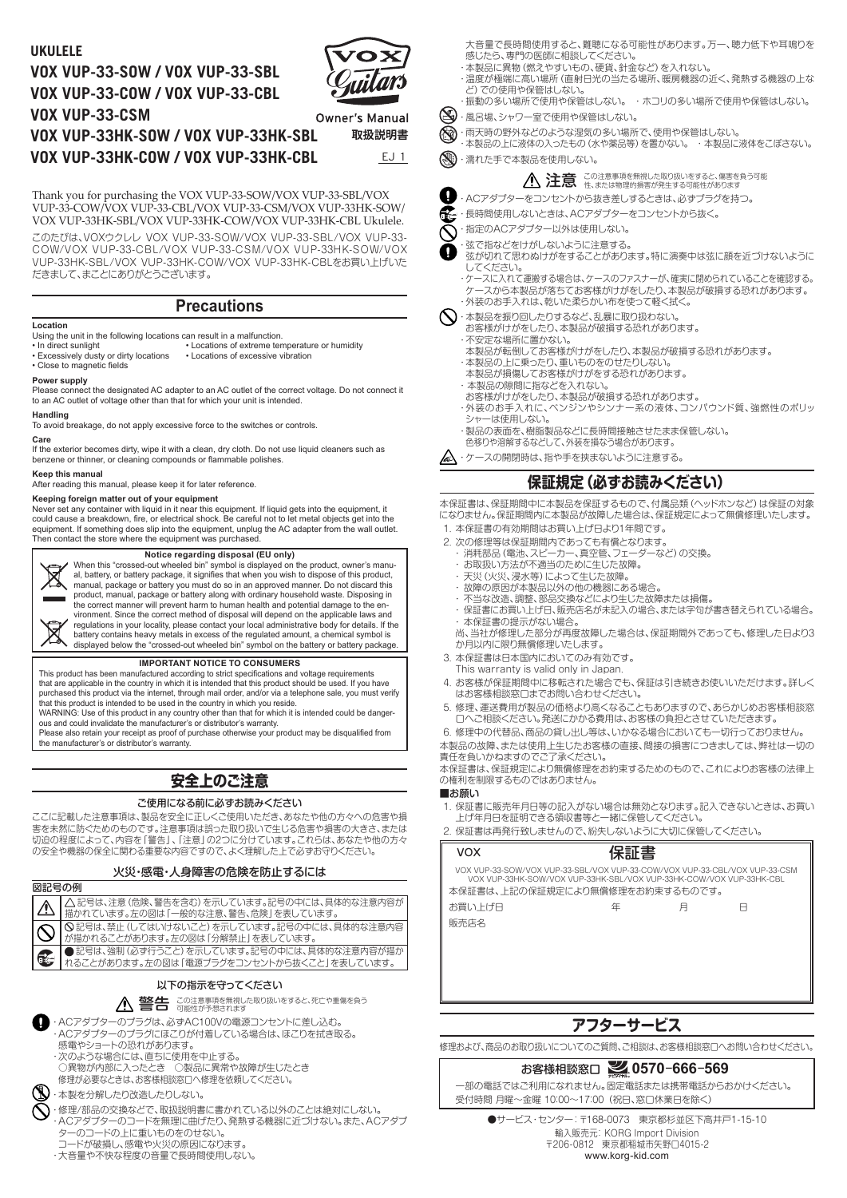# UKULELE

## VOX VUP-33-SOW / VOX VUP-33-SBL
## VOX VUP-33-COW / VOX VUP-33-CBL
## VOX VUP-33-CSM
## VOX VUP-33HK-SOW / VOX VUP-33HK-SBL
## VOX VUP-33HK-COW / VOX VUP-33HK-CBL

VOX Guitars

Owner's Manual
取扱説明書

EJ 1

Thank you for purchasing the VOX VUP-33-SOW/VOX VUP-33-SBL/VOX VUP-33-COW/VOX VUP-33-CBL/VOX VUP-33-CSM/VOX VUP-33HK-SOW/ VOX VUP-33HK-SBL/VOX VUP-33HK-COW/VOX VUP-33HK-CBL Ukulele.

このたびは、VOXウクレレ VOX VUP-33-SOW/VOX VUP-33-SBL/VOX VUP-33-COW/VOX VUP-33-CBL/VOX VUP-33-CSM/VOX VUP-33HK-SOW/VOX VUP-33HK-SBL/VOX VUP-33HK-COW/VOX VUP-33HK-CBLをお買い上げいただきまして、まことにありがとうございます。

## Precautions

**Location**

Using the unit in the following locations can result in a malfunction.
- In direct sunlight
- Locations of extreme temperature or humidity
- Excessively dusty or dirty locations
- Locations of excessive vibration
- Close to magnetic fields

**Power supply**

Please connect the designated AC adapter to an AC outlet of the correct voltage. Do not connect it to an AC outlet of voltage other than that for which your unit is intended.

**Handling**

To avoid breakage, do not apply excessive force to the switches or controls.

**Care**

If the exterior becomes dirty, wipe it with a clean, dry cloth. Do not use liquid cleaners such as benzene or thinner, or cleaning compounds or flammable polishes.

**Keep this manual**

After reading this manual, please keep it for later reference.

**Keeping foreign matter out of your equipment**

Never set any container with liquid in it near this equipment. If liquid gets into the equipment, it could cause a breakdown, fire, or electrical shock. Be careful not to let metal objects get into the equipment. If something does slip into the equipment, unplug the AC adapter from the wall outlet. Then contact the store where the equipment was purchased.

**Notice regarding disposal (EU only)**

When this "crossed-out wheeled bin" symbol is displayed on the product, owner's manual, battery, or battery package, it signifies that when you wish to dispose of this product, manual, package or battery you must do so in an approved manner. Do not discard this product, manual, package or battery along with ordinary household waste. Disposing in the correct manner will prevent harm to human health and potential damage to the environment. Since the correct method of disposal will depend on the applicable laws and regulations in your locality, please contact your local administrative body for details. If the battery contains heavy metals in excess of the regulated amount, a chemical symbol is displayed below the "crossed-out wheeled bin" symbol on the battery or battery package.

**IMPORTANT NOTICE TO CONSUMERS**

This product has been manufactured according to strict specifications and voltage requirements that are applicable in the country in which it is intended that this product should be used. If you have purchased this product via the internet, through mail order, and/or via a telephone sale, you must verify that this product is intended to be used in the country in which you reside.
WARNING: Use of this product in any country other than that for which it is intended could be dangerous and could invalidate the manufacturer's or distributor's warranty.
Please also retain your receipt as proof of purchase otherwise your product may be disqualified from the manufacturer's or distributor's warranty.

## 安全上のご注意

### ご使用になる前に必ずお読みください

ここに記載した注意事項は、製品を安全に正しくご使用いただき、あなたや他の方々への危害や損害を未然に防ぐためのものです。注意事項は誤った取り扱いで生じる危害や損害の大きさ、または切迫の程度によって、内容を「警告」、「注意」の2つに分けています。これらは、あなたや他の方々の安全や機器の保全に関わる重要な内容ですので、よく理解した上で必ずお守りください。

### 火災・感電・人身障害の危険を防止するには

**図記号の例**

| | |
|---|---|
| ⚠ | △記号は、注意(危険、警告を含む)を示しています。記号の中には、具体的な注意内容が描かれています。左の図は「一般的な注意、警告、危険」を表しています。 |
| ⃠ | ⃠記号は、禁止(してはいけないこと)を示しています。記号の中には、具体的な注意内容が描かれることがあります。左の図は「分解禁止」を表しています。 |
| ● | ●記号は、強制(必ず行うこと)を示しています。記号の中には、具体的な注意内容が描かれることがあります。左の図は「電源プラグをコンセントから抜くこと」を表しています。 |

### 以下の指示を守ってください

**⚠ 警告** この注意事項を無視した取り扱いをすると、死亡や重傷を負う可能性が予想されます

- ACアダプターのプラグは、必ずAC100Vの電源コンセントに差し込む。
- ACアダプターのプラグにほこりが付着している場合は、ほこりを拭き取る。
  感電やショートの恐れがあります。
- 次のような場合には、直ちに使用を中止する。
  ○異物が内部に入ったとき　○製品に異常や故障が生じたとき
  修理が必要なときは、お客様相談窓口へ修理を依頼してください。
- 本製品を分解したり改造したりしない。
- 修理/部品の交換などで、取扱説明書に書かれている以外のことは絶対にしない。
- ACアダプターのコードを無理に曲げたり、発熱する機器に近づけない。また、ACアダプターのコードの上に重いものをのせない。
  コードが破損し、感電や火災の原因になります。
- 大音量や不快な程度の音量で長時間使用しない。
  大音量で長時間使用すると、難聴になる可能性があります。万一、聴力低下や耳鳴りを感じたら、専門の医師に相談してください。
- 本製品に異物(燃えやすいもの、硬貨、針金など)を入れない。
- 温度が極端に高い場所(直射日光の当たる場所、暖房機器の近く、発熱する機器の上など)での使用や保管はしない。
- 振動の多い場所で使用や保管はしない。　・ホコリの多い場所で使用や保管はしない。
- 風呂場、シャワー室で使用や保管はしない。
- 雨天時の野外のような湿気の多い場所で、使用や保管はしない。
- 本製品の上に液体の入ったもの(水や薬品等)を置かない。　・本製品に液体をこぼさない。
- 濡れた手で本製品を使用しない。

**⚠ 注意** この注意事項を無視した取り扱いをすると、傷害を負う可能性、または物理的損害が発生する可能性があります

- ACアダプターをコンセントから抜き差しするときは、必ずプラグを持つ。
- 長時間使用しないときは、ACアダプターをコンセントから抜く。
- 指定のACアダプター以外は使用しない。
- 弦で指などをけがしないように注意する。
  弦が切れて思わぬけがをすることがあります。特に演奏中は弦に顔を近づけないようにしてください。
- ケースに入れて運搬する場合は、ケースのファスナーが、確実に閉められていることを確認する。
  ケースから本製品が落ちてお客様がけがをしたり、本製品が破損する恐れがあります。
- 外装のお手入れは、乾いた柔らかい布を使って軽く拭く。
- 本製品を振り回したりするなど、乱暴に取り扱わない。
  お客様がけがをしたり、本製品が破損する恐れがあります。
- 不安定な場所に置かない。
  本製品が転倒してお客様がけがをしたり、本製品が破損する恐れがあります。
- 本製品の上に乗ったり、重いものをのせたりしない。
  本製品が損傷してお客様がけがをする恐れがあります。
- 本製品の隙間に指などを入れない。
  お客様がけがをしたり、本製品が破損する恐れがあります。
- 外装のお手入れに、ベンジンやシンナー系の液体、コンパウンド質、強燃性のポリッシャーは使用しない。
- 製品の表面を、樹脂製品などに長時間接触させたまま保管しない。
  色移りや溶解するなどして、外装を損なう場合があります。
- ケースの開閉時は、指や手を挟まないように注意する。

## 保証規定(必ずお読みください)

本保証書は、保証期間中に本製品を保証するもので、付属品類(ヘッドホンなど)は保証の対象になりません。保証期間内に本製品が故障した場合は、保証規定によって無償修理いたします。

1. 本保証書の有効期間はお買い上げ日より1年間です。
2. 次の修理等は保証期間内であっても有償となります。
   - 消耗部品(電池、スピーカー、真空管、フェーダーなど)の交換。
   - お取扱い方法が不適当のために生じた故障。
   - 天災(火災、浸水等)によって生じた故障。
   - 故障の原因が本製品以外の他の機器にある場合。
   - 不当な改造、調整、部品交換などにより生じた故障または損傷。
   - 保証書にお買い上げ日、販売店名が未記入の場合、または字句が書き替えられている場合。
   - 本保証書の提示がない場合。

   尚、当社が修理した部分が再度故障した場合は、保証期間外であっても、修理した日より3か月以内に限り無償修理いたします。
3. 本保証書は日本国内においてのみ有効です。
   This warranty is valid only in Japan.
4. お客様が保証期間中に移転された場合でも、保証は引き続きお使いいただけます。詳しくはお客様相談窓口までお問い合わせください。
5. 修理、運送費用が製品の価格より高くなることもありますので、あらかじめお客様相談窓口へご相談ください。発送にかかる費用は、お客様の負担とさせていただきます。
6. 修理中の代替品、商品の貸し出し等は、いかなる場合においても一切行っておりません。

本製品の故障、または使用上生じたお客様の直接、間接の損害につきましては、弊社は一切の責任を負いかねますのでご了承ください。
本保証書は、保証規定により無償修理をお約束するためのもので、これによりお客様の法律上の権利を制限するものではありません。

**■お願い**

1. 保証書に販売年月日等の記入がない場合は無効となります。記入できないときは、お買い上げ年月日を証明できる領収書等と一緒に保管してください。
2. 保証書は再発行致しませんので、紛失しないように大切に保管してください。

VOX　**保証書**

VOX VUP-33-SOW/VOX VUP-33-SBL/VOX VUP-33-COW/VOX VUP-33-CBL/VOX VUP-33-CSM
VOX VUP-33HK-SOW/VOX VUP-33HK-SBL/VOX VUP-33HK-COW/VOX VUP-33HK-CBL
本保証書は、上記の保証規定により無償修理をお約束するものです。

お買い上げ日　　　年　　　月　　　日

販売店名

## アフターサービス

修理および、商品のお取り扱いについてのご質問、ご相談は、お客様相談窓口へお問い合わせください。

**お客様相談窓口　0570-666-569**

一部の電話ではご利用になれません。固定電話または携帯電話からおかけください。
受付時間 月曜～金曜 10:00～17:00(祝日、窓口休業日を除く)

●サービス・センター: 〒168-0073　東京都杉並区下高井戸1-15-10
輸入販売元: KORG Import Division
〒206-0812　東京都稲城市矢野口4015-2
www.korg-kid.com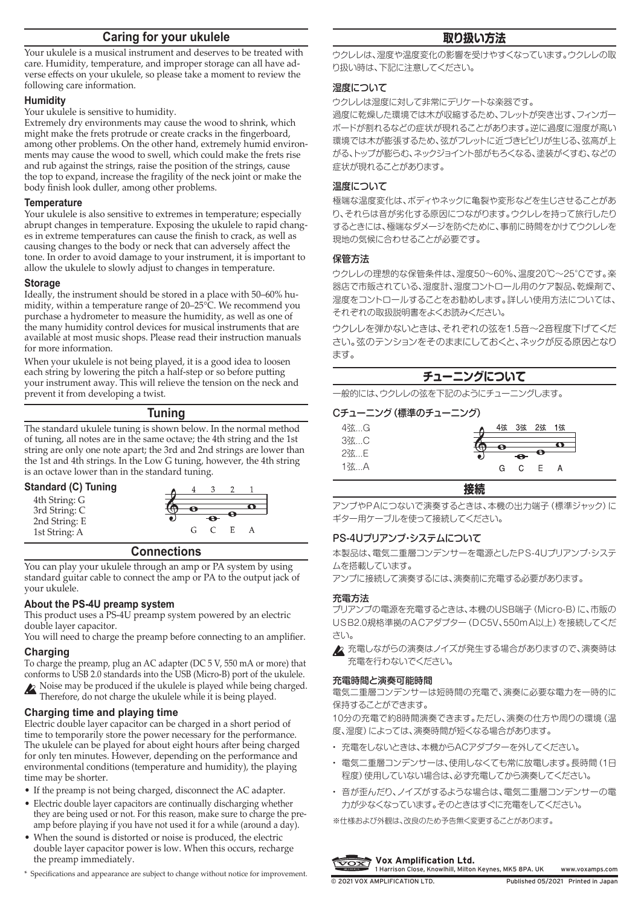## Caring for your ukulele

Your ukulele is a musical instrument and deserves to be treated with care. Humidity, temperature, and improper storage can all have adverse effects on your ukulele, so please take a moment to review the following care information.

### Humidity

Your ukulele is sensitive to humidity.

Extremely dry environments may cause the wood to shrink, which might make the frets protrude or create cracks in the fingerboard, among other problems. On the other hand, extremely humid environments may cause the wood to swell, which could make the frets rise and rub against the strings, raise the position of the strings, cause the top to expand, increase the fragility of the neck joint or make the body finish look duller, among other problems.

### Temperature

Your ukulele is also sensitive to extremes in temperature; especially abrupt changes in temperature. Exposing the ukulele to rapid changes in extreme temperatures can cause the finish to crack, as well as causing changes to the body or neck that can adversely affect the tone. In order to avoid damage to your instrument, it is important to allow the ukulele to slowly adjust to changes in temperature.

### Storage

Ideally, the instrument should be stored in a place with 50–60% humidity, within a temperature range of 20–25°C. We recommend you purchase a hydrometer to measure the humidity, as well as one of the many humidity control devices for musical instruments that are available at most music shops. Please read their instruction manuals for more information.

When your ukulele is not being played, it is a good idea to loosen each string by lowering the pitch a half-step or so before putting your instrument away. This will relieve the tension on the neck and prevent it from developing a twist.

## Tuning

The standard ukulele tuning is shown below. In the normal method of tuning, all notes are in the same octave; the 4th string and the 1st string are only one note apart; the 3rd and 2nd strings are lower than the 1st and 4th strings. In the Low G tuning, however, the 4th string is an octave lower than in the standard tuning.

### Standard (C) Tuning

4th String: G
3rd String: C
2nd String: E
1st String: A

4 3 2 1
G C E A

## Connections

You can play your ukulele through an amp or PA system by using standard guitar cable to connect the amp or PA to the output jack of your ukulele.

### About the PS-4U preamp system

This product uses a PS-4U preamp system powered by an electric double layer capacitor.

You will need to charge the preamp before connecting to an amplifier.

### Charging

To charge the preamp, plug an AC adapter (DC 5 V, 550 mA or more) that conforms to USB 2.0 standards into the USB (Micro-B) port of the ukulele.

Noise may be produced if the ukulele is played while being charged. Therefore, do not charge the ukulele while it is being played.

### Charging time and playing time

Electric double layer capacitor can be charged in a short period of time to temporarily store the power necessary for the performance. The ukulele can be played for about eight hours after being charged for only ten minutes. However, depending on the performance and environmental conditions (temperature and humidity), the playing time may be shorter.

- If the preamp is not being charged, disconnect the AC adapter.
- Electric double layer capacitors are continually discharging whether they are being used or not. For this reason, make sure to charge the preamp before playing if you have not used it for a while (around a day).
- When the sound is distorted or noise is produced, the electric double layer capacitor power is low. When this occurs, recharge the preamp immediately.

\* Specifications and appearance are subject to change without notice for improvement.

## 取り扱い方法

ウクレレは、湿度や温度変化の影響を受けやすくなっています。ウクレレの取り扱い時は、下記に注意してください。

### 湿度について

ウクレレは湿度に対して非常にデリケートな楽器です。

過度に乾燥した環境では木が収縮するため、フレットが突き出す、フィンガーボードが割れるなどの症状が現れることがあります。逆に過度に湿度が高い環境では木が膨張するため、弦がフレットに近づきビビリが生じる、弦高が上がる、トップが膨らむ、ネックジョイント部がもろくなる、塗装がくすむ、などの症状が現れることがあります。

### 温度について

極端な温度変化は、ボディやネックに亀裂や変形などを生じさせることがあり、それらは音が劣化する原因につながります。ウクレレを持って旅行したりするときには、極端なダメージを防ぐために、事前に時間をかけてウクレレを現地の気候に合わせることが必要です。

### 保管方法

ウクレレの理想的な保管条件は、湿度50～60%、温度20℃～25°Cです。楽器店で市販されている、湿度計、湿度コントロール用のケア製品、乾燥剤で、湿度をコントロールすることをお勧めします。詳しい使用方法については、それぞれの取扱説明書をよくお読みください。

ウクレレを弾かないときは、それぞれの弦を1.5音～2音程度下げてください。弦のテンションをそのままにしておくと、ネックが反る原因となります。

## チューニングについて

一般的には、ウクレレの弦を下記のようにチューニングします。

### Cチューニング（標準のチューニング）

4弦...G
3弦...C
2弦...E
1弦...A

4弦 3弦 2弦 1弦
G C E A

## 接続

アンプやPAにつないで演奏するときは、本機の出力端子（標準ジャック）にギター用ケーブルを使って接続してください。

### PS-4Uプリアンプ・システムについて

本製品は、電気二重層コンデンサーを電源としたPS-4Uプリアンプ・システムを搭載しています。

アンプに接続して演奏するには、演奏前に充電する必要があります。

### 充電方法

プリアンプの電源を充電するときは、本機のUSB端子（Micro-B）に、市販のUSB2.0規格準拠のACアダプター（DC5V、550mA以上）を接続してください。

充電しながらの演奏はノイズが発生する場合がありますので、演奏時は充電を行わないでください。

### 充電時間と演奏可能時間

電気二重層コンデンサーは短時間の充電で、演奏に必要な電力を一時的に保持することができます。

10分の充電で約8時間演奏できます。ただし、演奏の仕方や周りの環境（温度、湿度）によっては、演奏時間が短くなる場合があります。

- 充電をしないときは、本機からACアダプターを外してください。
- 電気二重層コンデンサーは、使用しなくても常に放電します。長時間（1日程度）使用していない場合は、必ず充電してから演奏してください。
- 音が歪んだり、ノイズがするような場合は、電気二重層コンデンサーの電力が少なくなっています。そのときはすぐに充電をしてください。

※仕様および外観は、改良のため予告無く変更することがあります。

**Vox Amplification Ltd.**
1 Harrison Close, Knowlhill, Milton Keynes, MK5 8PA. UK www.voxamps.com

© 2021 VOX AMPLIFICATION LTD. Published 05/2021 Printed in Japan